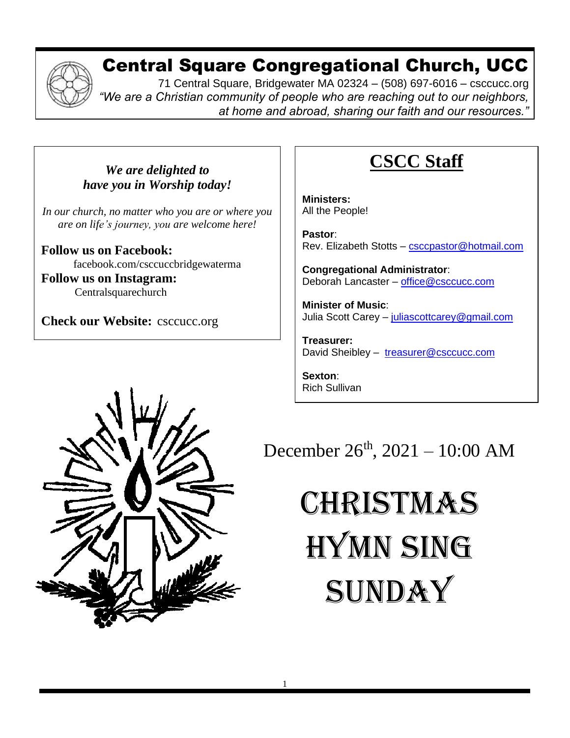# Central Square Congregational Church, UCC

71 Central Square, Bridgewater MA 02324 – (508) 697-6016 – csccucc.org

*"We are a Christian community of people who are reaching out to our neighbors, at home and abroad, sharing our faith and our resources."*

***We are delighted to have you in Worship today!***

*In our church, no matter who you are or where you are on life's journey, you are welcome here!*

**Follow us on Facebook:** facebook.com/csccuccbridgewaterma

**Follow us on Instagram:** Centralsquarechurch

**Check our Website:** csccucc.org

## CSCC Staff

**Ministers:**
All the People!

**Pastor**:
Rev. Elizabeth Stotts – csccpastor@hotmail.com

**Congregational Administrator**:
Deborah Lancaster – office@csccucc.com

**Minister of Music**:
Julia Scott Carey – juliascottcarey@gmail.com

**Treasurer:**
David Sheibley – treasurer@csccucc.com

**Sexton**:
Rich Sullivan

December 26th, 2021 – 10:00 AM

# CHRISTMAS HYMN SING SUNDAY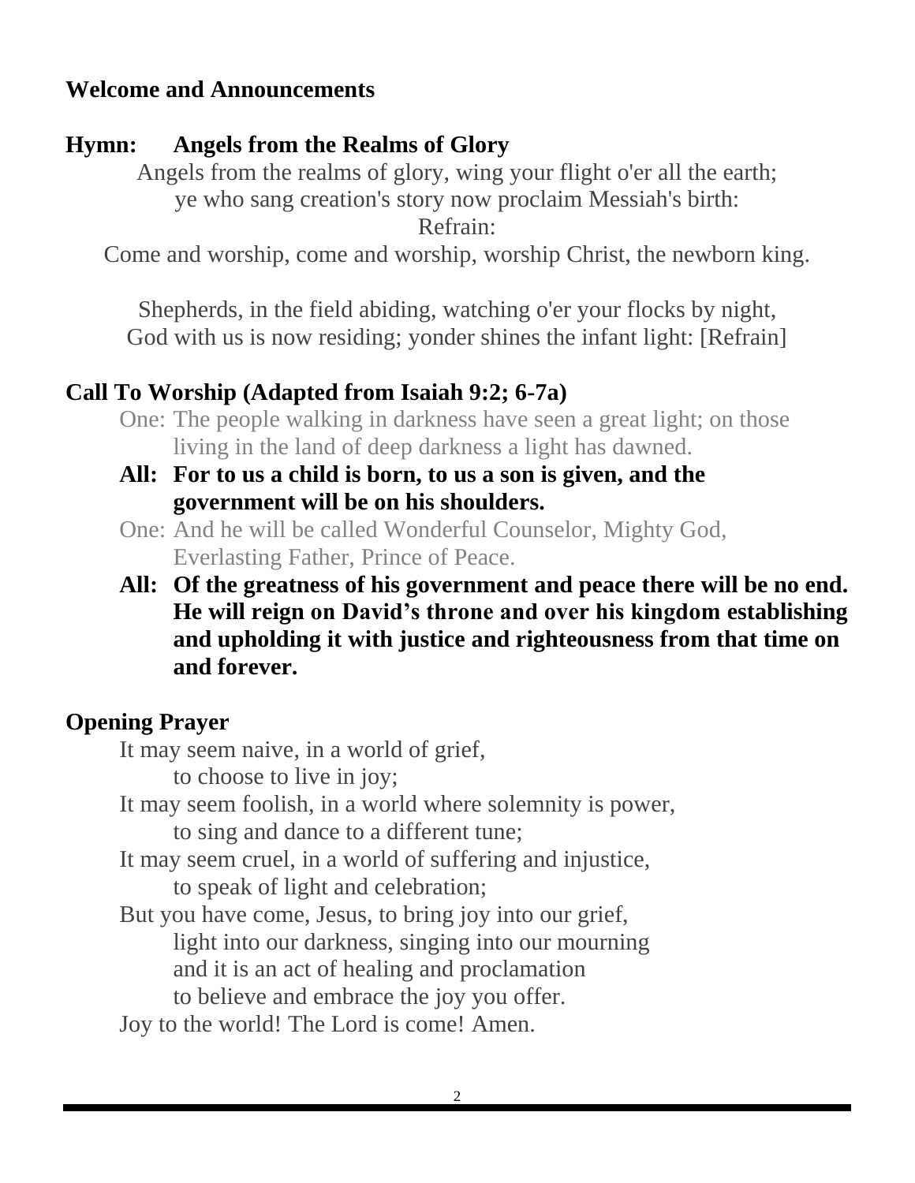## Welcome and Announcements

## Hymn: Angels from the Realms of Glory

Angels from the realms of glory, wing your flight o'er all the earth;
ye who sang creation's story now proclaim Messiah's birth:
Refrain:
Come and worship, come and worship, worship Christ, the newborn king.

Shepherds, in the field abiding, watching o'er your flocks by night,
God with us is now residing; yonder shines the infant light: [Refrain]

## Call To Worship (Adapted from Isaiah 9:2; 6-7a)

One: The people walking in darkness have seen a great light; on those living in the land of deep darkness a light has dawned.

**All: For to us a child is born, to us a son is given, and the government will be on his shoulders.**

One: And he will be called Wonderful Counselor, Mighty God, Everlasting Father, Prince of Peace.

**All: Of the greatness of his government and peace there will be no end. He will reign on David's throne and over his kingdom establishing and upholding it with justice and righteousness from that time on and forever.**

## Opening Prayer

It may seem naive, in a world of grief,
to choose to live in joy;
It may seem foolish, in a world where solemnity is power,
to sing and dance to a different tune;
It may seem cruel, in a world of suffering and injustice,
to speak of light and celebration;
But you have come, Jesus, to bring joy into our grief,
light into our darkness, singing into our mourning
and it is an act of healing and proclamation
to believe and embrace the joy you offer.
Joy to the world! The Lord is come! Amen.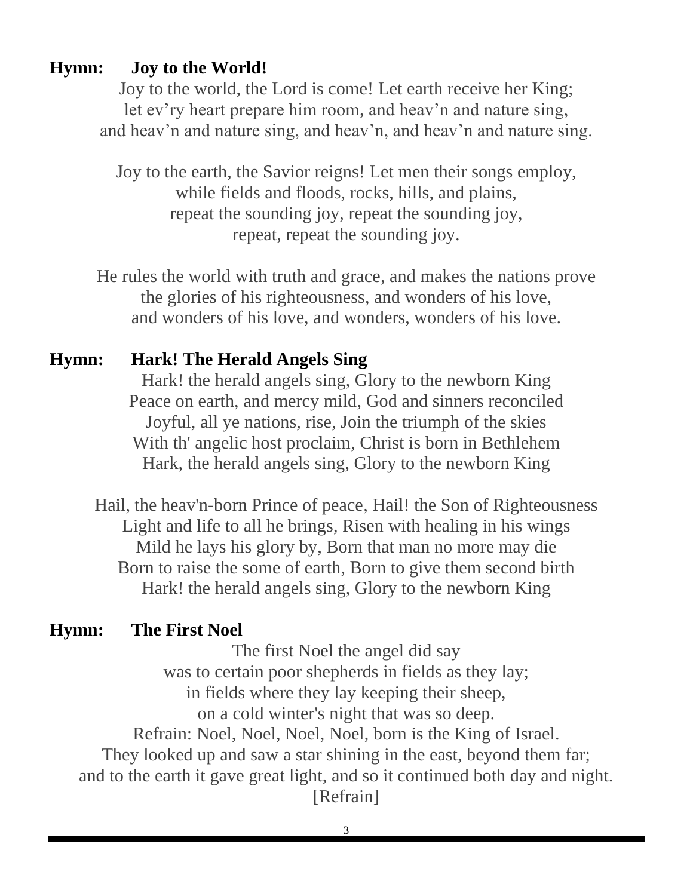**Hymn: Joy to the World!**

Joy to the world, the Lord is come! Let earth receive her King;
let ev'ry heart prepare him room, and heav'n and nature sing,
and heav'n and nature sing, and heav'n, and heav'n and nature sing.

Joy to the earth, the Savior reigns! Let men their songs employ,
while fields and floods, rocks, hills, and plains,
repeat the sounding joy, repeat the sounding joy,
repeat, repeat the sounding joy.

He rules the world with truth and grace, and makes the nations prove
the glories of his righteousness, and wonders of his love,
and wonders of his love, and wonders, wonders of his love.

**Hymn: Hark! The Herald Angels Sing**

Hark! the herald angels sing, Glory to the newborn King
Peace on earth, and mercy mild, God and sinners reconciled
Joyful, all ye nations, rise, Join the triumph of the skies
With th' angelic host proclaim, Christ is born in Bethlehem
Hark, the herald angels sing, Glory to the newborn King

Hail, the heav'n-born Prince of peace, Hail! the Son of Righteousness
Light and life to all he brings, Risen with healing in his wings
Mild he lays his glory by, Born that man no more may die
Born to raise the some of earth, Born to give them second birth
Hark! the herald angels sing, Glory to the newborn King

**Hymn: The First Noel**

The first Noel the angel did say
was to certain poor shepherds in fields as they lay;
in fields where they lay keeping their sheep,
on a cold winter's night that was so deep.
Refrain: Noel, Noel, Noel, Noel, born is the King of Israel.
They looked up and saw a star shining in the east, beyond them far;
and to the earth it gave great light, and so it continued both day and night.
[Refrain]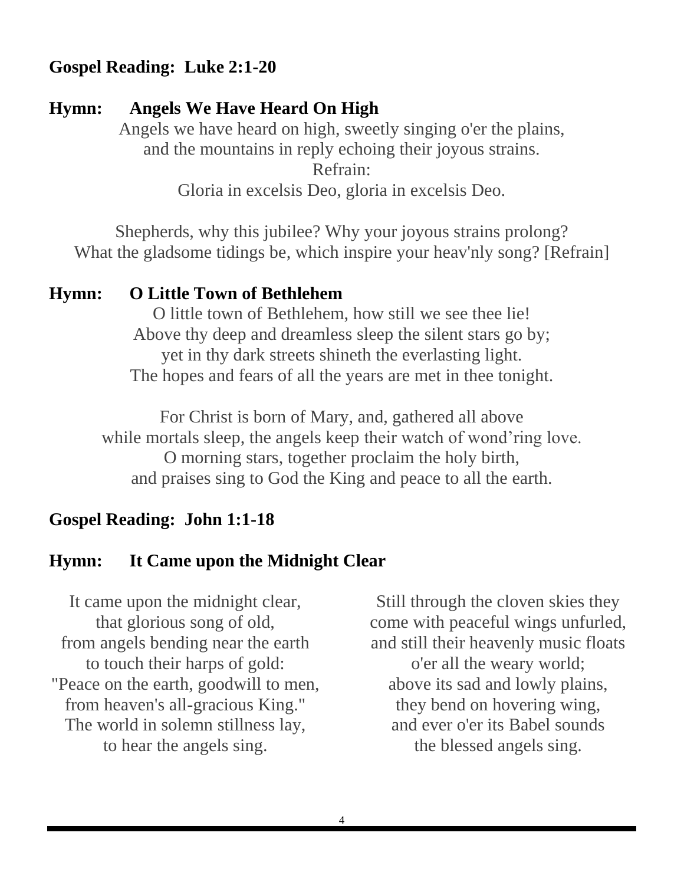**Gospel Reading: Luke 2:1-20**

**Hymn: Angels We Have Heard On High**

Angels we have heard on high, sweetly singing o'er the plains,
and the mountains in reply echoing their joyous strains.
Refrain:
Gloria in excelsis Deo, gloria in excelsis Deo.

Shepherds, why this jubilee? Why your joyous strains prolong?
What the gladsome tidings be, which inspire your heav'nly song? [Refrain]

**Hymn: O Little Town of Bethlehem**

O little town of Bethlehem, how still we see thee lie!
Above thy deep and dreamless sleep the silent stars go by;
yet in thy dark streets shineth the everlasting light.
The hopes and fears of all the years are met in thee tonight.

For Christ is born of Mary, and, gathered all above
while mortals sleep, the angels keep their watch of wond'ring love.
O morning stars, together proclaim the holy birth,
and praises sing to God the King and peace to all the earth.

**Gospel Reading: John 1:1-18**

**Hymn: It Came upon the Midnight Clear**

It came upon the midnight clear,
that glorious song of old,
from angels bending near the earth
to touch their harps of gold:
"Peace on the earth, goodwill to men,
from heaven's all-gracious King."
The world in solemn stillness lay,
to hear the angels sing.

Still through the cloven skies they
come with peaceful wings unfurled,
and still their heavenly music floats
o'er all the weary world;
above its sad and lowly plains,
they bend on hovering wing,
and ever o'er its Babel sounds
the blessed angels sing.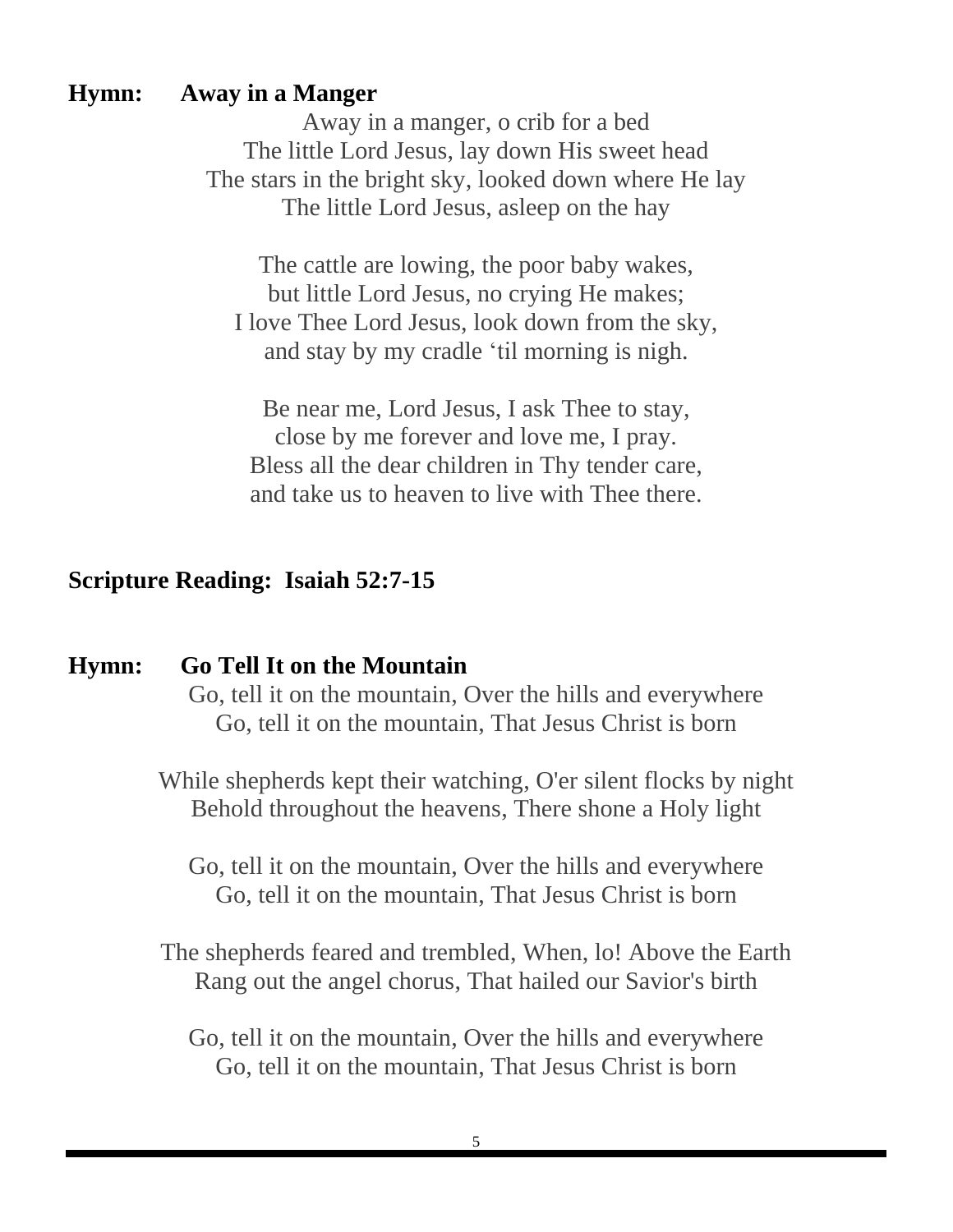**Hymn: Away in a Manger**

Away in a manger, o crib for a bed  
The little Lord Jesus, lay down His sweet head  
The stars in the bright sky, looked down where He lay  
The little Lord Jesus, asleep on the hay

The cattle are lowing, the poor baby wakes,  
but little Lord Jesus, no crying He makes;  
I love Thee Lord Jesus, look down from the sky,  
and stay by my cradle 'til morning is nigh.

Be near me, Lord Jesus, I ask Thee to stay,  
close by me forever and love me, I pray.  
Bless all the dear children in Thy tender care,  
and take us to heaven to live with Thee there.

**Scripture Reading: Isaiah 52:7-15**

**Hymn: Go Tell It on the Mountain**

Go, tell it on the mountain, Over the hills and everywhere  
Go, tell it on the mountain, That Jesus Christ is born

While shepherds kept their watching, O'er silent flocks by night  
Behold throughout the heavens, There shone a Holy light

Go, tell it on the mountain, Over the hills and everywhere  
Go, tell it on the mountain, That Jesus Christ is born

The shepherds feared and trembled, When, lo! Above the Earth  
Rang out the angel chorus, That hailed our Savior's birth

Go, tell it on the mountain, Over the hills and everywhere  
Go, tell it on the mountain, That Jesus Christ is born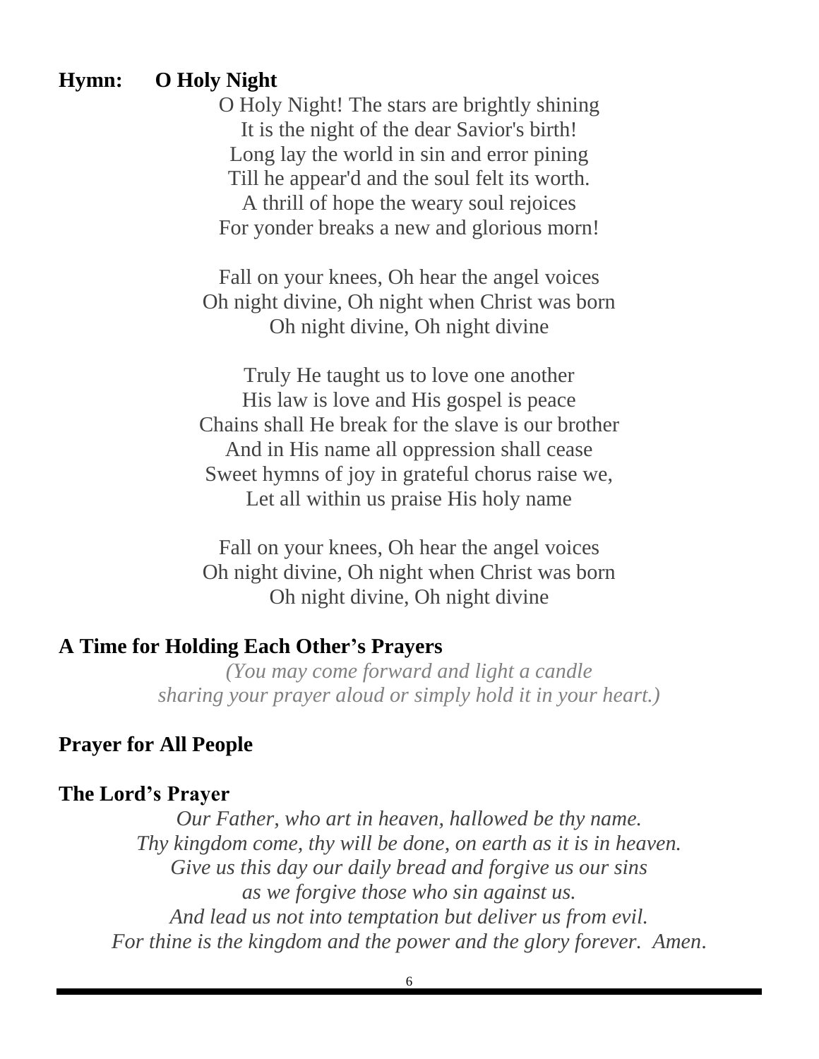**Hymn: O Holy Night**

O Holy Night! The stars are brightly shining
It is the night of the dear Savior's birth!
Long lay the world in sin and error pining
Till he appear'd and the soul felt its worth.
A thrill of hope the weary soul rejoices
For yonder breaks a new and glorious morn!

Fall on your knees, Oh hear the angel voices
Oh night divine, Oh night when Christ was born
Oh night divine, Oh night divine

Truly He taught us to love one another
His law is love and His gospel is peace
Chains shall He break for the slave is our brother
And in His name all oppression shall cease
Sweet hymns of joy in grateful chorus raise we,
Let all within us praise His holy name

Fall on your knees, Oh hear the angel voices
Oh night divine, Oh night when Christ was born
Oh night divine, Oh night divine

**A Time for Holding Each Other's Prayers**

*(You may come forward and light a candle
sharing your prayer aloud or simply hold it in your heart.)*

**Prayer for All People**

**The Lord's Prayer**

*Our Father, who art in heaven, hallowed be thy name.
Thy kingdom come, thy will be done, on earth as it is in heaven.
Give us this day our daily bread and forgive us our sins
as we forgive those who sin against us.
And lead us not into temptation but deliver us from evil.
For thine is the kingdom and the power and the glory forever. Amen.*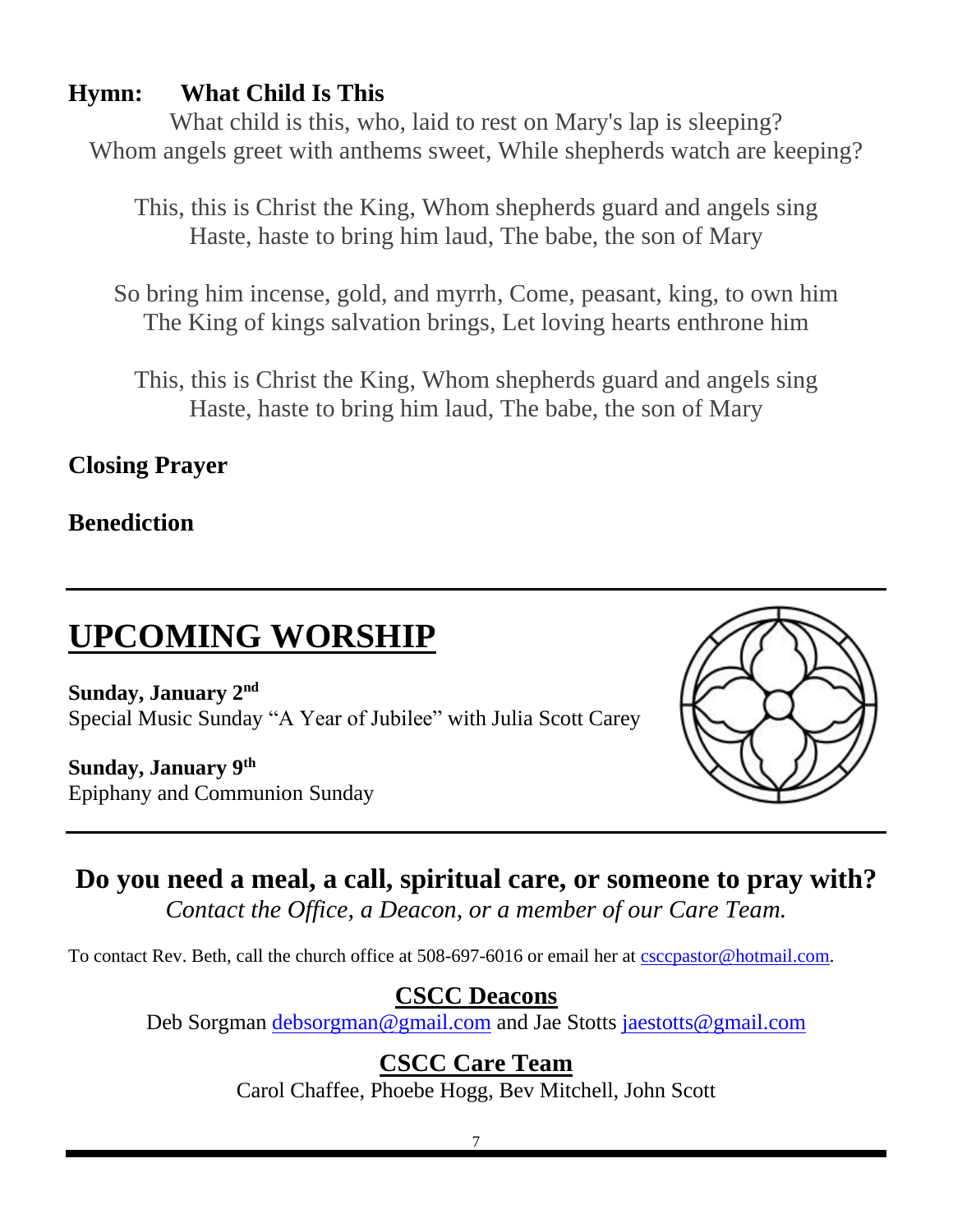**Hymn: What Child Is This**

What child is this, who, laid to rest on Mary's lap is sleeping?
Whom angels greet with anthems sweet, While shepherds watch are keeping?

This, this is Christ the King, Whom shepherds guard and angels sing
Haste, haste to bring him laud, The babe, the son of Mary

So bring him incense, gold, and myrrh, Come, peasant, king, to own him
The King of kings salvation brings, Let loving hearts enthrone him

This, this is Christ the King, Whom shepherds guard and angels sing
Haste, haste to bring him laud, The babe, the son of Mary

**Closing Prayer**

**Benediction**

---

# UPCOMING WORSHIP

**Sunday, January 2nd**
Special Music Sunday "A Year of Jubilee" with Julia Scott Carey

**Sunday, January 9th**
Epiphany and Communion Sunday

---

## Do you need a meal, a call, spiritual care, or someone to pray with?

*Contact the Office, a Deacon, or a member of our Care Team.*

To contact Rev. Beth, call the church office at 508-697-6016 or email her at csccpastor@hotmail.com.

### CSCC Deacons

Deb Sorgman debsorgman@gmail.com and Jae Stotts jaestotts@gmail.com

### CSCC Care Team

Carol Chaffee, Phoebe Hogg, Bev Mitchell, John Scott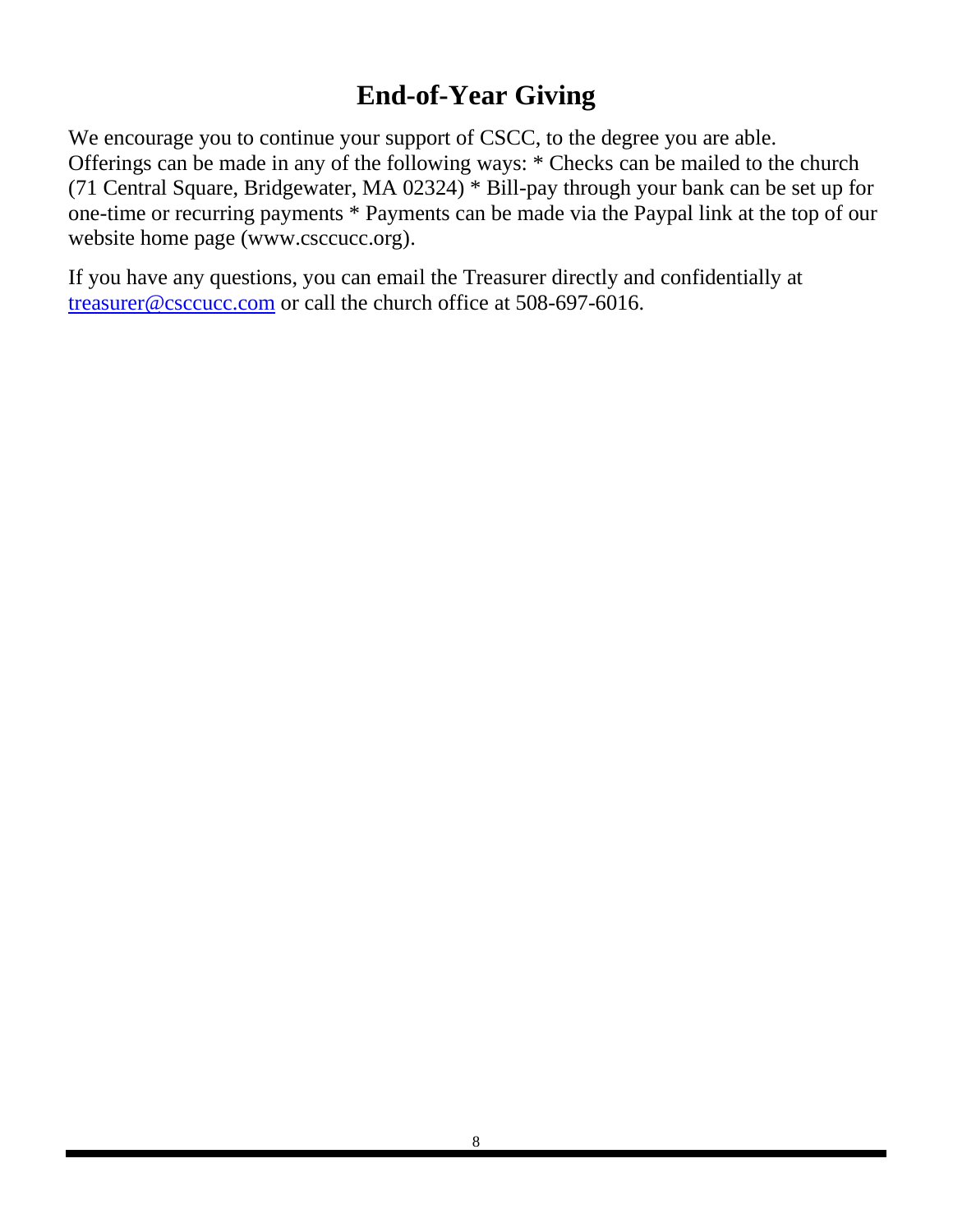# End-of-Year Giving

We encourage you to continue your support of CSCC, to the degree you are able. Offerings can be made in any of the following ways: * Checks can be mailed to the church (71 Central Square, Bridgewater, MA 02324) * Bill-pay through your bank can be set up for one-time or recurring payments * Payments can be made via the Paypal link at the top of our website home page (www.csccucc.org).

If you have any questions, you can email the Treasurer directly and confidentially at treasurer@csccucc.com or call the church office at 508-697-6016.